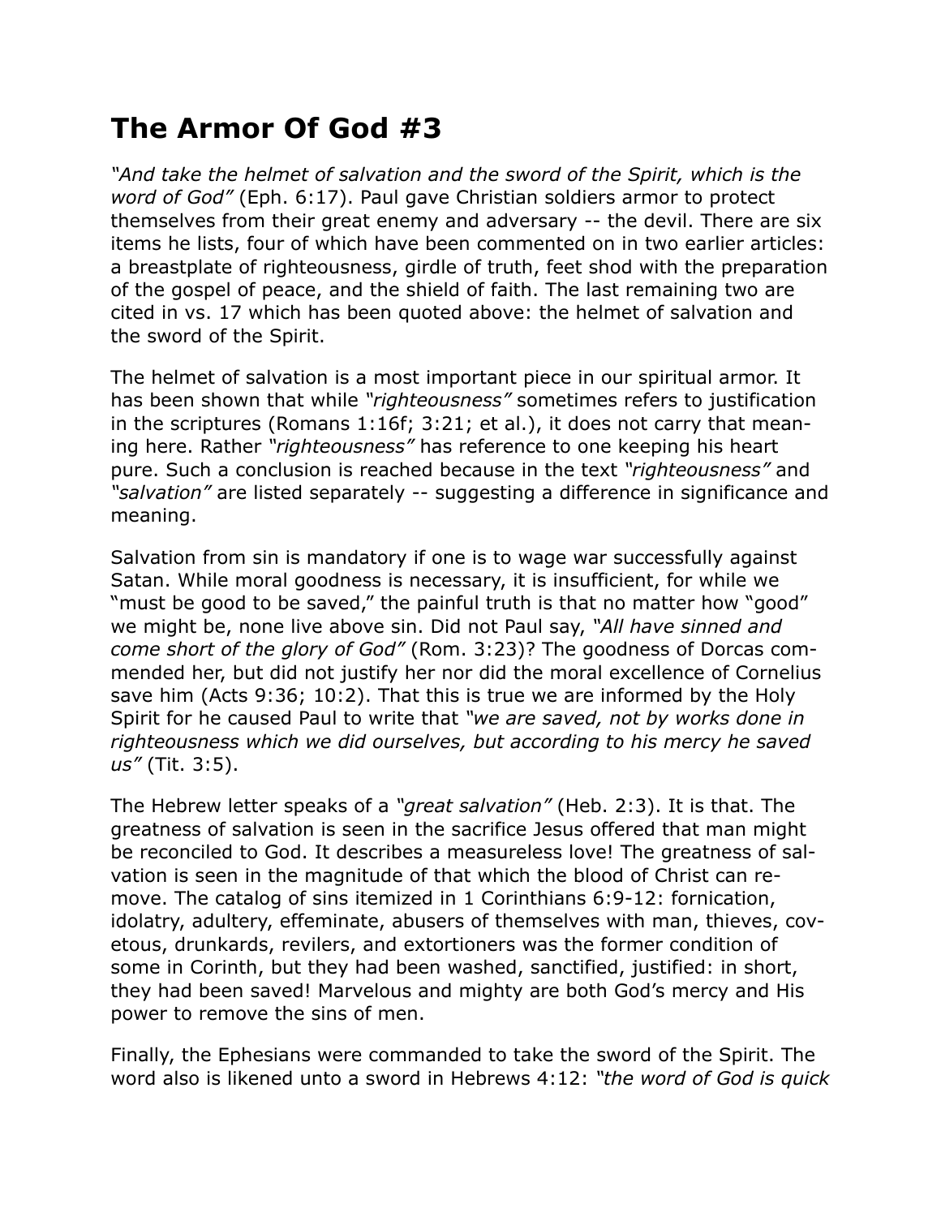# The Armor Of God #3

*"And take the helmet of salvation and the sword of the Spirit, which is the word of God"* (Eph. 6:17). Paul gave Christian soldiers armor to protect themselves from their great enemy and adversary -- the devil. There are six items he lists, four of which have been commented on in two earlier articles: a breastplate of righteousness, girdle of truth, feet shod with the preparation of the gospel of peace, and the shield of faith. The last remaining two are cited in vs. 17 which has been quoted above: the helmet of salvation and the sword of the Spirit.

The helmet of salvation is a most important piece in our spiritual armor. It has been shown that while *"righteousness"* sometimes refers to justification in the scriptures (Romans 1:16f; 3:21; et al.), it does not carry that meaning here. Rather *"righteousness"* has reference to one keeping his heart pure. Such a conclusion is reached because in the text *"righteousness"* and *"salvation"* are listed separately -- suggesting a difference in significance and meaning.

Salvation from sin is mandatory if one is to wage war successfully against Satan. While moral goodness is necessary, it is insufficient, for while we "must be good to be saved," the painful truth is that no matter how "good" we might be, none live above sin. Did not Paul say, *"All have sinned and come short of the glory of God"* (Rom. 3:23)? The goodness of Dorcas commended her, but did not justify her nor did the moral excellence of Cornelius save him (Acts 9:36; 10:2). That this is true we are informed by the Holy Spirit for he caused Paul to write that *"we are saved, not by works done in righteousness which we did ourselves, but according to his mercy he saved us"* (Tit. 3:5).

The Hebrew letter speaks of a *"great salvation"* (Heb. 2:3). It is that. The greatness of salvation is seen in the sacrifice Jesus offered that man might be reconciled to God. It describes a measureless love! The greatness of salvation is seen in the magnitude of that which the blood of Christ can remove. The catalog of sins itemized in 1 Corinthians 6:9-12: fornication, idolatry, adultery, effeminate, abusers of themselves with man, thieves, covetous, drunkards, revilers, and extortioners was the former condition of some in Corinth, but they had been washed, sanctified, justified: in short, they had been saved! Marvelous and mighty are both God's mercy and His power to remove the sins of men.

Finally, the Ephesians were commanded to take the sword of the Spirit. The word also is likened unto a sword in Hebrews 4:12: *"the word of God is quick*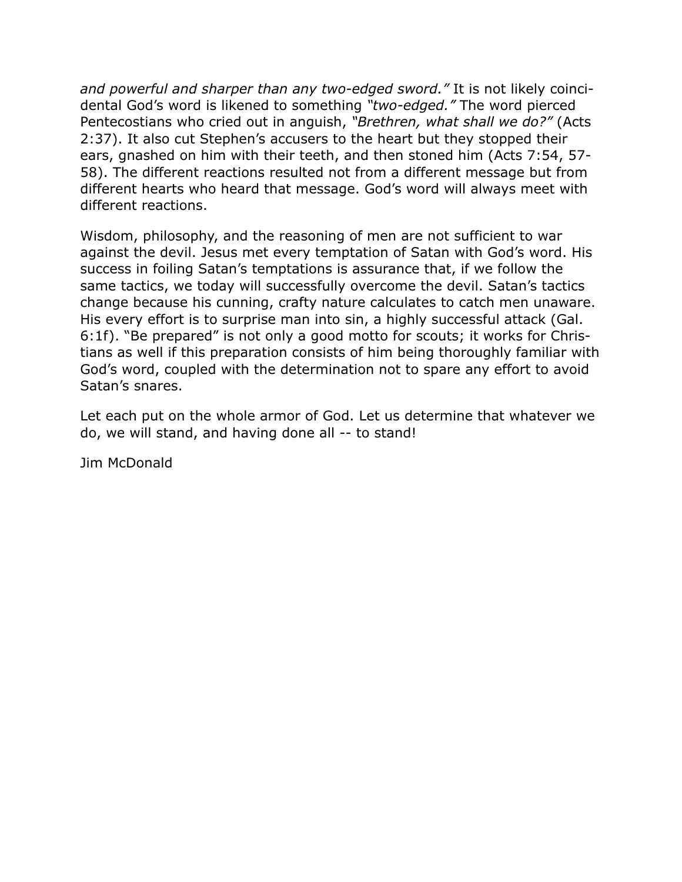*and powerful and sharper than any two-edged sword."* It is not likely coincidental God's word is likened to something *"two-edged."* The word pierced Pentecostians who cried out in anguish, *"Brethren, what shall we do?"* (Acts 2:37). It also cut Stephen's accusers to the heart but they stopped their ears, gnashed on him with their teeth, and then stoned him (Acts 7:54, 57-58). The different reactions resulted not from a different message but from different hearts who heard that message. God's word will always meet with different reactions.

Wisdom, philosophy, and the reasoning of men are not sufficient to war against the devil. Jesus met every temptation of Satan with God's word. His success in foiling Satan's temptations is assurance that, if we follow the same tactics, we today will successfully overcome the devil. Satan's tactics change because his cunning, crafty nature calculates to catch men unaware. His every effort is to surprise man into sin, a highly successful attack (Gal. 6:1f). "Be prepared" is not only a good motto for scouts; it works for Christians as well if this preparation consists of him being thoroughly familiar with God's word, coupled with the determination not to spare any effort to avoid Satan's snares.

Let each put on the whole armor of God. Let us determine that whatever we do, we will stand, and having done all -- to stand!

Jim McDonald